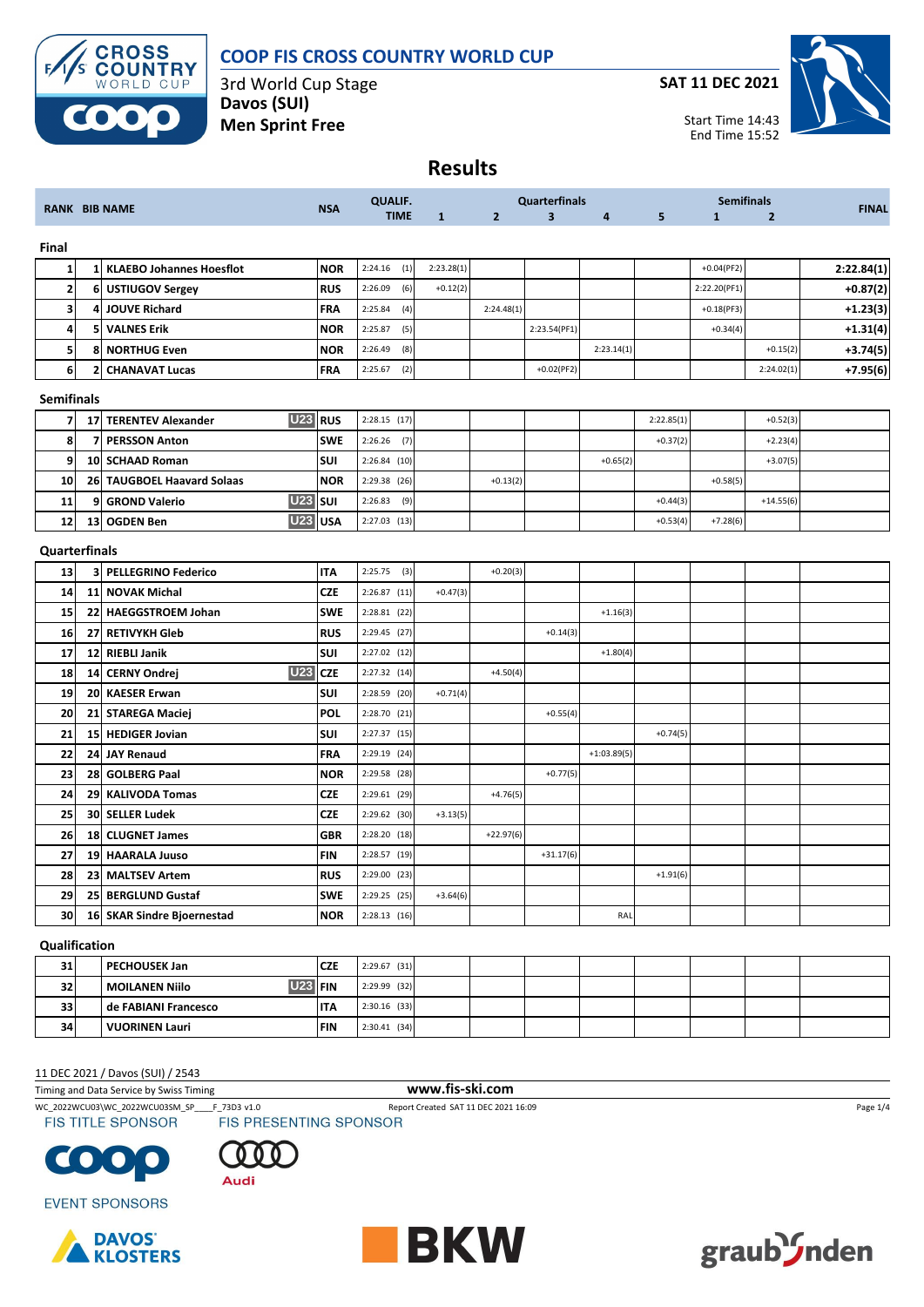# COOP FIS CROSS COUNTRY WORLD CUP

3rd World Cup Stage
**Davos (SUI)**
**Men Sprint Free**

**SAT 11 DEC 2021**

Start Time 14:43
End Time 15:52

## Results

| RANK | BIB | NAME | | NSA | QUALIF. TIME | Quarterfinals 1 | Quarterfinals 2 | Quarterfinals 3 | Quarterfinals 4 | Quarterfinals 5 | Semifinals 1 | Semifinals 2 | FINAL |
|---|---|---|---|---|---|---|---|---|---|---|---|---|---|
| **Final** | | | | | | | | | | | | | |
| 1 | 1 | KLAEBO Johannes Hoesflot | | NOR | 2:24.16 (1) | 2:23.28(1) | | | | | +0.04(PF2) | | 2:22.84(1) |
| 2 | 6 | USTIUGOV Sergey | | RUS | 2:26.09 (6) | +0.12(2) | | | | | 2:22.20(PF1) | | +0.87(2) |
| 3 | 4 | JOUVE Richard | | FRA | 2:25.84 (4) | | 2:24.48(1) | | | | +0.18(PF3) | | +1.23(3) |
| 4 | 5 | VALNES Erik | | NOR | 2:25.87 (5) | | | 2:23.54(PF1) | | | +0.34(4) | | +1.31(4) |
| 5 | 8 | NORTHUG Even | | NOR | 2:26.49 (8) | | | | 2:23.14(1) | | | +0.15(2) | +3.74(5) |
| 6 | 2 | CHANAVAT Lucas | | FRA | 2:25.67 (2) | | | +0.02(PF2) | | | | 2:24.02(1) | +7.95(6) |
| **Semifinals** | | | | | | | | | | | | | |
| 7 | 17 | TERENTEV Alexander | U23 | RUS | 2:28.15 (17) | | | | | 2:22.85(1) | | +0.52(3) | |
| 8 | 7 | PERSSON Anton | | SWE | 2:26.26 (7) | | | | | +0.37(2) | | +2.23(4) | |
| 9 | 10 | SCHAAD Roman | | SUI | 2:26.84 (10) | | | | +0.65(2) | | | +3.07(5) | |
| 10 | 26 | TAUGBOEL Haavard Solaas | | NOR | 2:29.38 (26) | | +0.13(2) | | | | +0.58(5) | | |
| 11 | 9 | GROND Valerio | U23 | SUI | 2:26.83 (9) | | | | | +0.44(3) | | +14.55(6) | |
| 12 | 13 | OGDEN Ben | U23 | USA | 2:27.03 (13) | | | | | +0.53(4) | +7.28(6) | | |
| **Quarterfinals** | | | | | | | | | | | | | |
| 13 | 3 | PELLEGRINO Federico | | ITA | 2:25.75 (3) | | +0.20(3) | | | | | | |
| 14 | 11 | NOVAK Michal | | CZE | 2:26.87 (11) | +0.47(3) | | | | | | | |
| 15 | 22 | HAEGGSTROEM Johan | | SWE | 2:28.81 (22) | | | | +1.16(3) | | | | |
| 16 | 27 | RETIVYKH Gleb | | RUS | 2:29.45 (27) | | | +0.14(3) | | | | | |
| 17 | 12 | RIEBLI Janik | | SUI | 2:27.02 (12) | | | | +1.80(4) | | | | |
| 18 | 14 | CERNY Ondrej | U23 | CZE | 2:27.32 (14) | | +4.50(4) | | | | | | |
| 19 | 20 | KAESER Erwan | | SUI | 2:28.59 (20) | +0.71(4) | | | | | | | |
| 20 | 21 | STAREGA Maciej | | POL | 2:28.70 (21) | | | +0.55(4) | | | | | |
| 21 | 15 | HEDIGER Jovian | | SUI | 2:27.37 (15) | | | | | +0.74(5) | | | |
| 22 | 24 | JAY Renaud | | FRA | 2:29.19 (24) | | | | +1:03.89(5) | | | | |
| 23 | 28 | GOLBERG Paal | | NOR | 2:29.58 (28) | | | +0.77(5) | | | | | |
| 24 | 29 | KALIVODA Tomas | | CZE | 2:29.61 (29) | | +4.76(5) | | | | | | |
| 25 | 30 | SELLER Ludek | | CZE | 2:29.62 (30) | +3.13(5) | | | | | | | |
| 26 | 18 | CLUGNET James | | GBR | 2:28.20 (18) | | +22.97(6) | | | | | | |
| 27 | 19 | HAARALA Juuso | | FIN | 2:28.57 (19) | | | +31.17(6) | | | | | |
| 28 | 23 | MALTSEV Artem | | RUS | 2:29.00 (23) | | | | | +1.91(6) | | | |
| 29 | 25 | BERGLUND Gustaf | | SWE | 2:29.25 (25) | +3.64(6) | | | | | | | |
| 30 | 16 | SKAR Sindre Bjoernestad | | NOR | 2:28.13 (16) | | | | RAL | | | | |
| **Qualification** | | | | | | | | | | | | | |
| 31 | | PECHOUSEK Jan | | CZE | 2:29.67 (31) | | | | | | | | |
| 32 | | MOILANEN Niilo | U23 | FIN | 2:29.99 (32) | | | | | | | | |
| 33 | | de FABIANI Francesco | | ITA | 2:30.16 (33) | | | | | | | | |
| 34 | | VUORINEN Lauri | | FIN | 2:30.41 (34) | | | | | | | | |

11 DEC 2021 / Davos (SUI) / 2543

Timing and Data Service by Swiss Timing

www.fis-ski.com

WC_2022WCU03\WC_2022WCU03SM_SP____F_73D3 v1.0 Report Created SAT 11 DEC 2021 16:09

FIS TITLE SPONSOR FIS PRESENTING SPONSOR

EVENT SPONSORS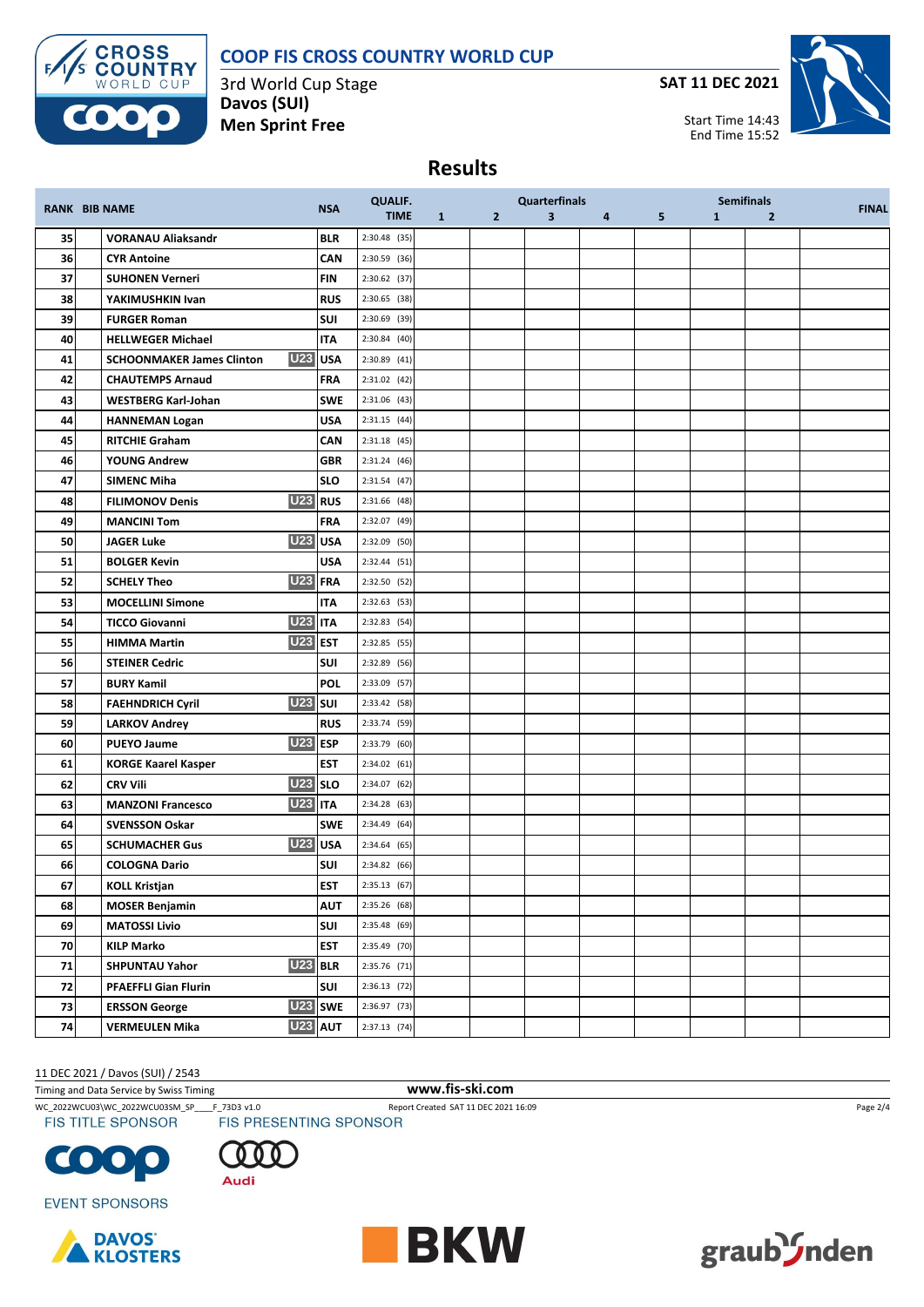# COOP FIS CROSS COUNTRY WORLD CUP

3rd World Cup Stage
**Davos (SUI)**
**Men Sprint Free**

**SAT 11 DEC 2021**

Start Time 14:43
End Time 15:52

## Results

| RANK | BIB | NAME | | NSA | QUALIF. TIME | Quarterfinals 1 | 2 | 3 | 4 | 5 | Semifinals 1 | 2 | FINAL |
|---|---|---|---|---|---|---|---|---|---|---|---|---|---|
| 35 | | VORANAU Aliaksandr | | BLR | 2:30.48 (35) | | | | | | | | |
| 36 | | CYR Antoine | | CAN | 2:30.59 (36) | | | | | | | | |
| 37 | | SUHONEN Verneri | | FIN | 2:30.62 (37) | | | | | | | | |
| 38 | | YAKIMUSHKIN Ivan | | RUS | 2:30.65 (38) | | | | | | | | |
| 39 | | FURGER Roman | | SUI | 2:30.69 (39) | | | | | | | | |
| 40 | | HELLWEGER Michael | | ITA | 2:30.84 (40) | | | | | | | | |
| 41 | | SCHOONMAKER James Clinton | U23 | USA | 2:30.89 (41) | | | | | | | | |
| 42 | | CHAUTEMPS Arnaud | | FRA | 2:31.02 (42) | | | | | | | | |
| 43 | | WESTBERG Karl-Johan | | SWE | 2:31.06 (43) | | | | | | | | |
| 44 | | HANNEMAN Logan | | USA | 2:31.15 (44) | | | | | | | | |
| 45 | | RITCHIE Graham | | CAN | 2:31.18 (45) | | | | | | | | |
| 46 | | YOUNG Andrew | | GBR | 2:31.24 (46) | | | | | | | | |
| 47 | | SIMENC Miha | | SLO | 2:31.54 (47) | | | | | | | | |
| 48 | | FILIMONOV Denis | U23 | RUS | 2:31.66 (48) | | | | | | | | |
| 49 | | MANCINI Tom | | FRA | 2:32.07 (49) | | | | | | | | |
| 50 | | JAGER Luke | U23 | USA | 2:32.09 (50) | | | | | | | | |
| 51 | | BOLGER Kevin | | USA | 2:32.44 (51) | | | | | | | | |
| 52 | | SCHELY Theo | U23 | FRA | 2:32.50 (52) | | | | | | | | |
| 53 | | MOCELLINI Simone | | ITA | 2:32.63 (53) | | | | | | | | |
| 54 | | TICCO Giovanni | U23 | ITA | 2:32.83 (54) | | | | | | | | |
| 55 | | HIMMA Martin | U23 | EST | 2:32.85 (55) | | | | | | | | |
| 56 | | STEINER Cedric | | SUI | 2:32.89 (56) | | | | | | | | |
| 57 | | BURY Kamil | | POL | 2:33.09 (57) | | | | | | | | |
| 58 | | FAEHNDRICH Cyril | U23 | SUI | 2:33.42 (58) | | | | | | | | |
| 59 | | LARKOV Andrey | | RUS | 2:33.74 (59) | | | | | | | | |
| 60 | | PUEYO Jaume | U23 | ESP | 2:33.79 (60) | | | | | | | | |
| 61 | | KORGE Kaarel Kasper | | EST | 2:34.02 (61) | | | | | | | | |
| 62 | | CRV Vili | U23 | SLO | 2:34.07 (62) | | | | | | | | |
| 63 | | MANZONI Francesco | U23 | ITA | 2:34.28 (63) | | | | | | | | |
| 64 | | SVENSSON Oskar | | SWE | 2:34.49 (64) | | | | | | | | |
| 65 | | SCHUMACHER Gus | U23 | USA | 2:34.64 (65) | | | | | | | | |
| 66 | | COLOGNA Dario | | SUI | 2:34.82 (66) | | | | | | | | |
| 67 | | KOLL Kristjan | | EST | 2:35.13 (67) | | | | | | | | |
| 68 | | MOSER Benjamin | | AUT | 2:35.26 (68) | | | | | | | | |
| 69 | | MATOSSI Livio | | SUI | 2:35.48 (69) | | | | | | | | |
| 70 | | KILP Marko | | EST | 2:35.49 (70) | | | | | | | | |
| 71 | | SHPUNTAU Yahor | U23 | BLR | 2:35.76 (71) | | | | | | | | |
| 72 | | PFAEFFLI Gian Flurin | | SUI | 2:36.13 (72) | | | | | | | | |
| 73 | | ERSSON George | U23 | SWE | 2:36.97 (73) | | | | | | | | |
| 74 | | VERMEULEN Mika | U23 | AUT | 2:37.13 (74) | | | | | | | | |

11 DEC 2021 / Davos (SUI) / 2543

Timing and Data Service by Swiss Timing

www.fis-ski.com

WC_2022WCU03\WC_2022WCU03SM_SP____F_73D3 v1.0

Report Created SAT 11 DEC 2021 16:09

FIS TITLE SPONSOR

FIS PRESENTING SPONSOR

EVENT SPONSORS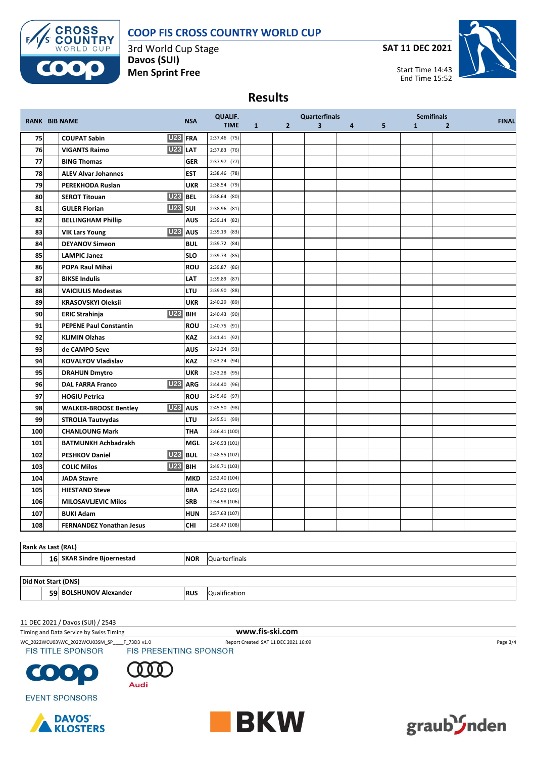# COOP FIS CROSS COUNTRY WORLD CUP

3rd World Cup Stage
**Davos (SUI)**
**Men Sprint Free**

**SAT 11 DEC 2021**

Start Time 14:43
End Time 15:52

## Results

| RANK | BIB | NAME | | NSA | QUALIF. TIME | Quarterfinals 1 | 2 | 3 | 4 | 5 | Semifinals 1 | 2 | FINAL |
|---|---|---|---|---|---|---|---|---|---|---|---|---|---|
| 75 | | COUPAT Sabin | U23 | FRA | 2:37.46 (75) | | | | | | | | |
| 76 | | VIGANTS Raimo | U23 | LAT | 2:37.83 (76) | | | | | | | | |
| 77 | | BING Thomas | | GER | 2:37.97 (77) | | | | | | | | |
| 78 | | ALEV Alvar Johannes | | EST | 2:38.46 (78) | | | | | | | | |
| 79 | | PEREKHODA Ruslan | | UKR | 2:38.54 (79) | | | | | | | | |
| 80 | | SEROT Titouan | U23 | BEL | 2:38.64 (80) | | | | | | | | |
| 81 | | GULER Florian | U23 | SUI | 2:38.96 (81) | | | | | | | | |
| 82 | | BELLINGHAM Phillip | | AUS | 2:39.14 (82) | | | | | | | | |
| 83 | | VIK Lars Young | U23 | AUS | 2:39.19 (83) | | | | | | | | |
| 84 | | DEYANOV Simeon | | BUL | 2:39.72 (84) | | | | | | | | |
| 85 | | LAMPIC Janez | | SLO | 2:39.73 (85) | | | | | | | | |
| 86 | | POPA Raul Mihai | | ROU | 2:39.87 (86) | | | | | | | | |
| 87 | | BIKSE Indulis | | LAT | 2:39.89 (87) | | | | | | | | |
| 88 | | VAICIULIS Modestas | | LTU | 2:39.90 (88) | | | | | | | | |
| 89 | | KRASOVSKYI Oleksii | | UKR | 2:40.29 (89) | | | | | | | | |
| 90 | | ERIC Strahinja | U23 | BIH | 2:40.43 (90) | | | | | | | | |
| 91 | | PEPENE Paul Constantin | | ROU | 2:40.75 (91) | | | | | | | | |
| 92 | | KLIMIN Olzhas | | KAZ | 2:41.41 (92) | | | | | | | | |
| 93 | | de CAMPO Seve | | AUS | 2:42.24 (93) | | | | | | | | |
| 94 | | KOVALYOV Vladislav | | KAZ | 2:43.24 (94) | | | | | | | | |
| 95 | | DRAHUN Dmytro | | UKR | 2:43.28 (95) | | | | | | | | |
| 96 | | DAL FARRA Franco | U23 | ARG | 2:44.40 (96) | | | | | | | | |
| 97 | | HOGIU Petrica | | ROU | 2:45.46 (97) | | | | | | | | |
| 98 | | WALKER-BROOSE Bentley | U23 | AUS | 2:45.50 (98) | | | | | | | | |
| 99 | | STROLIA Tautvydas | | LTU | 2:45.51 (99) | | | | | | | | |
| 100 | | CHANLOUNG Mark | | THA | 2:46.41 (100) | | | | | | | | |
| 101 | | BATMUNKH Achbadrakh | | MGL | 2:46.93 (101) | | | | | | | | |
| 102 | | PESHKOV Daniel | U23 | BUL | 2:48.55 (102) | | | | | | | | |
| 103 | | COLIC Milos | U23 | BIH | 2:49.71 (103) | | | | | | | | |
| 104 | | JADA Stavre | | MKD | 2:52.40 (104) | | | | | | | | |
| 105 | | HIESTAND Steve | | BRA | 2:54.92 (105) | | | | | | | | |
| 106 | | MILOSAVLJEVIC Milos | | SRB | 2:54.98 (106) | | | | | | | | |
| 107 | | BUKI Adam | | HUN | 2:57.63 (107) | | | | | | | | |
| 108 | | FERNANDEZ Yonathan Jesus | | CHI | 2:58.47 (108) | | | | | | | | |

**Rank As Last (RAL)**

| | BIB | NAME | NSA | |
|---|---|---|---|---|
| | 16 | SKAR Sindre Bjoernestad | NOR | Quarterfinals |

**Did Not Start (DNS)**

| | BIB | NAME | NSA | |
|---|---|---|---|---|
| | 59 | BOLSHUNOV Alexander | RUS | Qualification |

11 DEC 2021 / Davos (SUI) / 2543

Timing and Data Service by Swiss Timing

www.fis-ski.com

WC_2022WCU03\WC_2022WCU03SM_SP____F_73D3 v1.0 Report Created SAT 11 DEC 2021 16:09

FIS TITLE SPONSOR FIS PRESENTING SPONSOR

EVENT SPONSORS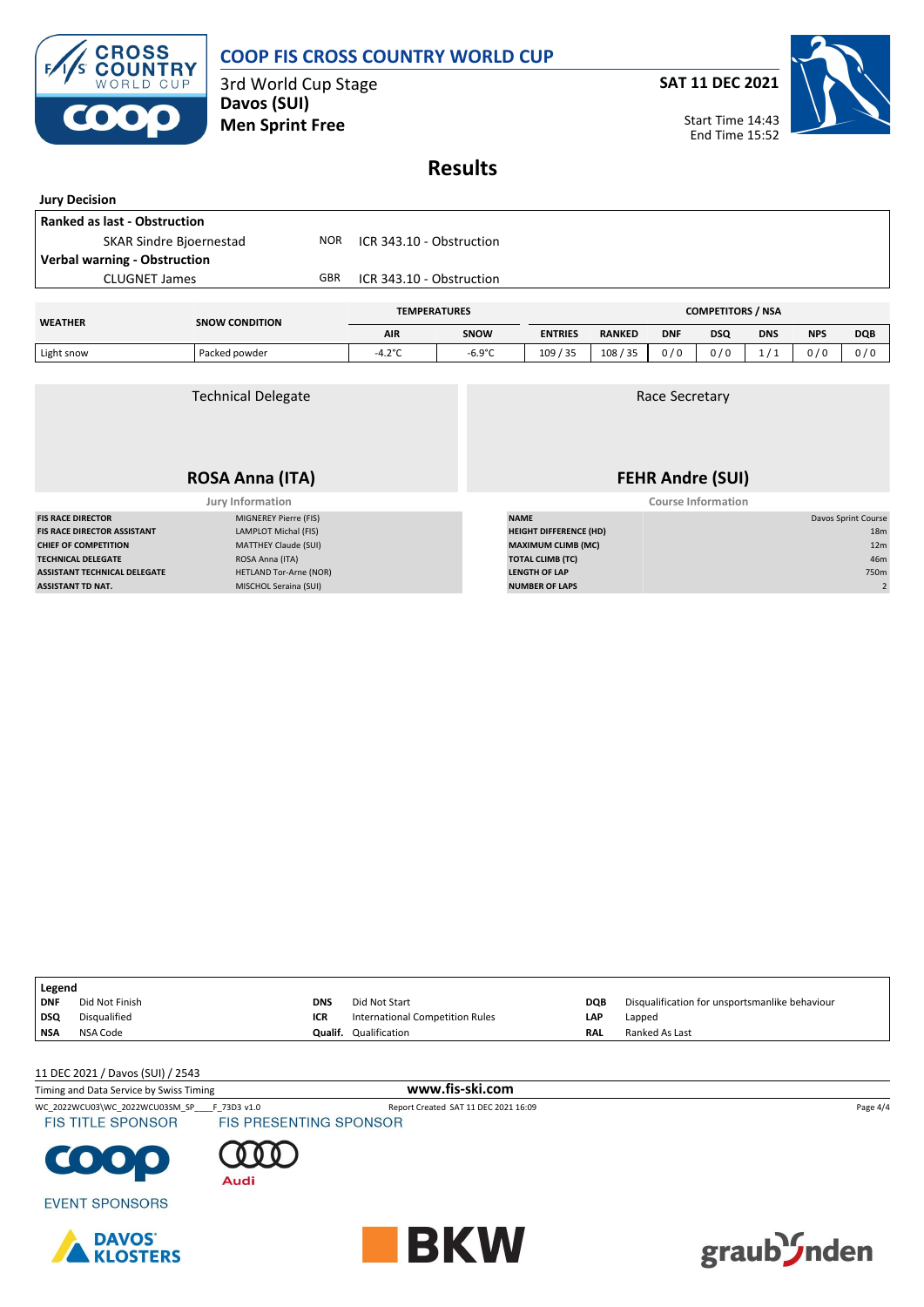# COOP FIS CROSS COUNTRY WORLD CUP

3rd World Cup Stage
**Davos (SUI)**
**Men Sprint Free**

**SAT 11 DEC 2021**

Start Time 14:43
End Time 15:52

## Results

**Jury Decision**

| | | |
|---|---|---|
| **Ranked as last - Obstruction** | | |
| SKAR Sindre Bjoernestad | NOR | ICR 343.10 - Obstruction |
| **Verbal warning - Obstruction** | | |
| CLUGNET James | GBR | ICR 343.10 - Obstruction |

| WEATHER | SNOW CONDITION | TEMPERATURES | | COMPETITORS / NSA | | | | | | |
|---|---|---|---|---|---|---|---|---|---|---|
| | | AIR | SNOW | ENTRIES | RANKED | DNF | DSQ | DNS | NPS | DQB |
| Light snow | Packed powder | -4.2°C | -6.9°C | 109 / 35 | 108 / 35 | 0 / 0 | 0 / 0 | 1 / 1 | 0 / 0 | 0 / 0 |

Technical Delegate

**ROSA Anna (ITA)**

Race Secretary

**FEHR Andre (SUI)**

**Jury Information**

| | |
|---|---|
| FIS RACE DIRECTOR | MIGNEREY Pierre (FIS) |
| FIS RACE DIRECTOR ASSISTANT | LAMPLOT Michal (FIS) |
| CHIEF OF COMPETITION | MATTHEY Claude (SUI) |
| TECHNICAL DELEGATE | ROSA Anna (ITA) |
| ASSISTANT TECHNICAL DELEGATE | HETLAND Tor-Arne (NOR) |
| ASSISTANT TD NAT. | MISCHOL Seraina (SUI) |

**Course Information**

| | |
|---|---|
| NAME | Davos Sprint Course |
| HEIGHT DIFFERENCE (HD) | 18m |
| MAXIMUM CLIMB (MC) | 12m |
| TOTAL CLIMB (TC) | 46m |
| LENGTH OF LAP | 750m |
| NUMBER OF LAPS | 2 |

**Legend**

| | | | | | |
|---|---|---|---|---|---|
| DNF | Did Not Finish | DNS | Did Not Start | DQB | Disqualification for unsportsmanlike behaviour |
| DSQ | Disqualified | ICR | International Competition Rules | LAP | Lapped |
| NSA | NSA Code | Qualif. | Qualification | RAL | Ranked As Last |

11 DEC 2021 / Davos (SUI) / 2543
Timing and Data Service by Swiss Timing
www.fis-ski.com
WC_2022WCU03\WC_2022WCU03SM_SP____F_73D3 v1.0
Report Created SAT 11 DEC 2021 16:09

FIS TITLE SPONSOR
FIS PRESENTING SPONSOR
EVENT SPONSORS